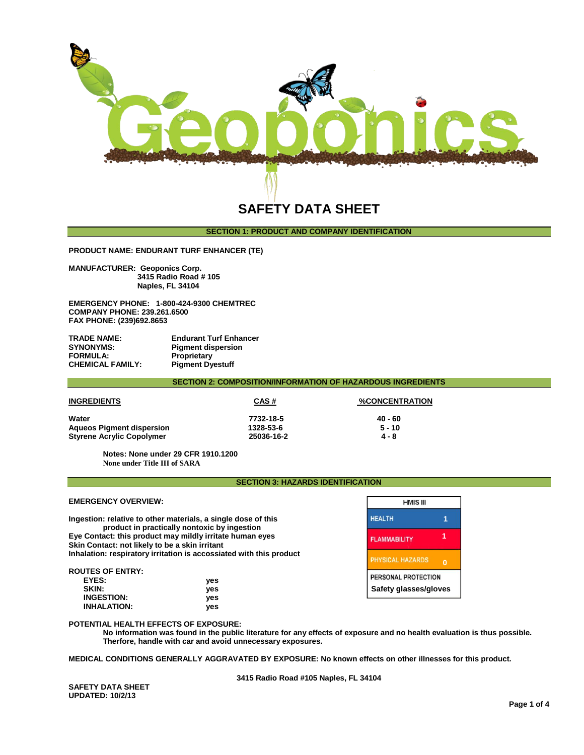Geoponics

# SAFETY DATA SHEET

## SECTION 1: PRODUCT AND COMPANY IDENTIFICATION

**PRODUCT NAME: ENDURANT TURF ENHANCER (TE)**

**MANUFACTURER: Geoponics Corp.**
**3415 Radio Road # 105**
**Naples, FL 34104**

**EMERGENCY PHONE: 1-800-424-9300 CHEMTREC**
**COMPANY PHONE: 239.261.6500**
**FAX PHONE: (239)692.8653**

| | |
|---|---|
| **TRADE NAME:** | **Endurant Turf Enhancer** |
| **SYNONYMS:** | **Pigment dispersion** |
| **FORMULA:** | **Proprietary** |
| **CHEMICAL FAMILY:** | **Pigment Dyestuff** |

## SECTION 2: COMPOSITION/INFORMATION OF HAZARDOUS INGREDIENTS

| INGREDIENTS | CAS # | %CONCENTRATION |
|---|---|---|
| Water | 7732-18-5 | 40 - 60 |
| Aqueos Pigment dispersion | 1328-53-6 | 5 - 10 |
| Styrene Acrylic Copolymer | 25036-16-2 | 4 - 8 |

**Notes: None under 29 CFR 1910.1200**
**None under Title III of SARA**

## SECTION 3: HAZARDS IDENTIFICATION

**EMERGENCY OVERVIEW:**

**Ingestion: relative to other materials, a single dose of this product in practically nontoxic by ingestion**
**Eye Contact: this product may mildly irritate human eyes**
**Skin Contact: not likely to be a skin irritant**
**Inhalation: respiratory irritation is accossiated with this product**

| HMIS III | |
|---|---|
| HEALTH | 1 |
| FLAMMABILITY | 1 |
| PHYSICAL HAZARDS | 0 |
| PERSONAL PROTECTION | Safety glasses/gloves |

**ROUTES OF ENTRY:**

| | |
|---|---|
| **EYES:** | **yes** |
| **SKIN:** | **yes** |
| **INGESTION:** | **yes** |
| **INHALATION:** | **yes** |

**POTENTIAL HEALTH EFFECTS OF EXPOSURE:**
**No information was found in the public literature for any effects of exposure and no health evaluation is thus possible. Therfore, handle with car and avoid unnecessary exposures.**

**MEDICAL CONDITIONS GENERALLY AGGRAVATED BY EXPOSURE: No known effects on other illnesses for this product.**

**3415 Radio Road #105 Naples, FL 34104**

**SAFETY DATA SHEET**
**UPDATED: 10/2/13**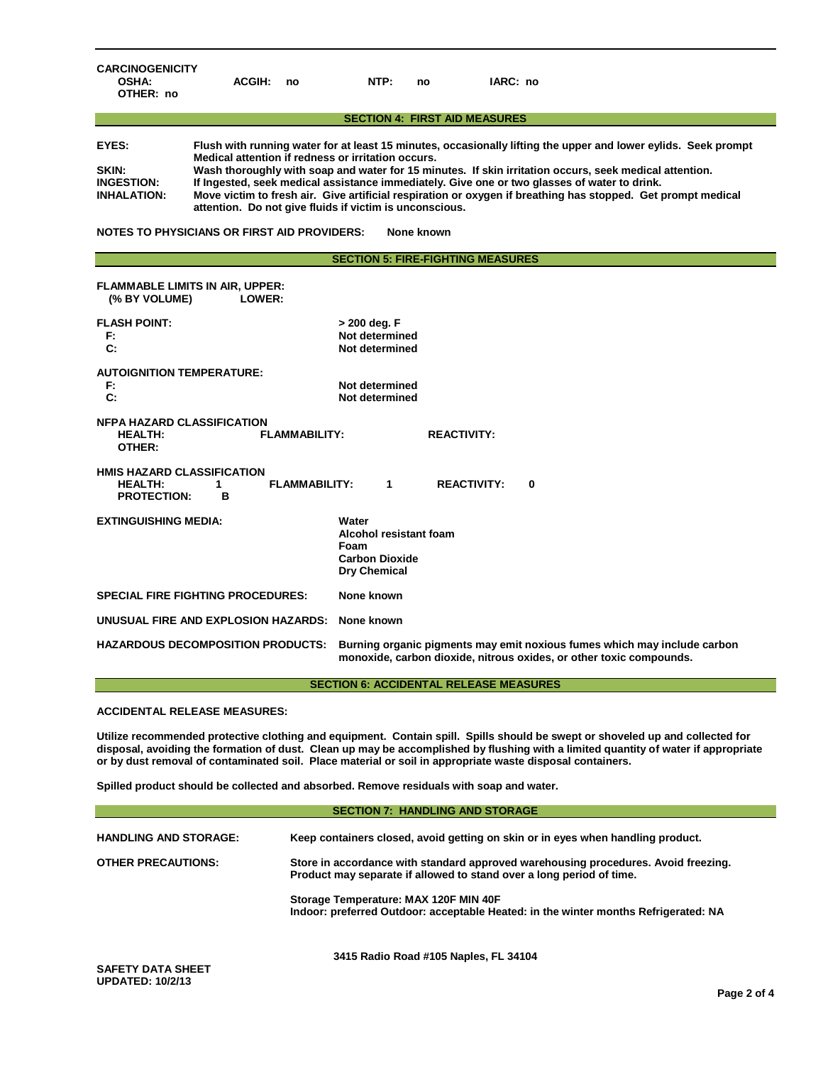**CARCINOGENICITY**

**OSHA:** **ACGIH:** no **NTP:** no **IARC:** no

**OTHER:** no

## SECTION 4: FIRST AID MEASURES

**EYES:** Flush with running water for at least 15 minutes, occasionally lifting the upper and lower eyelids. Seek prompt Medical attention if redness or irritation occurs.

**SKIN:** Wash thoroughly with soap and water for 15 minutes. If skin irritation occurs, seek medical attention.

**INGESTION:** If Ingested, seek medical assistance immediately. Give one or two glasses of water to drink.

**INHALATION:** Move victim to fresh air. Give artificial respiration or oxygen if breathing has stopped. Get prompt medical attention. Do not give fluids if victim is unconscious.

**NOTES TO PHYSICIANS OR FIRST AID PROVIDERS:** None known

## SECTION 5: FIRE-FIGHTING MEASURES

**FLAMMABLE LIMITS IN AIR, UPPER:**
**(% BY VOLUME) LOWER:**

**FLASH POINT:** > 200 deg. F
**F:** Not determined
**C:** Not determined

**AUTOIGNITION TEMPERATURE:**
**F:** Not determined
**C:** Not determined

**NFPA HAZARD CLASSIFICATION**
**HEALTH:** **FLAMMABILITY:** **REACTIVITY:**
**OTHER:**

**HMIS HAZARD CLASSIFICATION**
**HEALTH:** 1 **FLAMMABILITY:** 1 **REACTIVITY:** 0
**PROTECTION:** B

**EXTINGUISHING MEDIA:**
- Water
- Alcohol resistant foam
- Foam
- Carbon Dioxide
- Dry Chemical

**SPECIAL FIRE FIGHTING PROCEDURES:** None known

**UNUSUAL FIRE AND EXPLOSION HAZARDS:** None known

**HAZARDOUS DECOMPOSITION PRODUCTS:** Burning organic pigments may emit noxious fumes which may include carbon monoxide, carbon dioxide, nitrous oxides, or other toxic compounds.

## SECTION 6: ACCIDENTAL RELEASE MEASURES

**ACCIDENTAL RELEASE MEASURES:**

Utilize recommended protective clothing and equipment. Contain spill. Spills should be swept or shoveled up and collected for disposal, avoiding the formation of dust. Clean up may be accomplished by flushing with a limited quantity of water if appropriate or by dust removal of contaminated soil. Place material or soil in appropriate waste disposal containers.

Spilled product should be collected and absorbed. Remove residuals with soap and water.

## SECTION 7: HANDLING AND STORAGE

**HANDLING AND STORAGE:** Keep containers closed, avoid getting on skin or in eyes when handling product.

**OTHER PRECAUTIONS:** Store in accordance with standard approved warehousing procedures. Avoid freezing. Product may separate if allowed to stand over a long period of time.

Storage Temperature: MAX 120F MIN 40F
Indoor: preferred Outdoor: acceptable Heated: in the winter months Refrigerated: NA

3415 Radio Road #105 Naples, FL 34104

SAFETY DATA SHEET
UPDATED: 10/2/13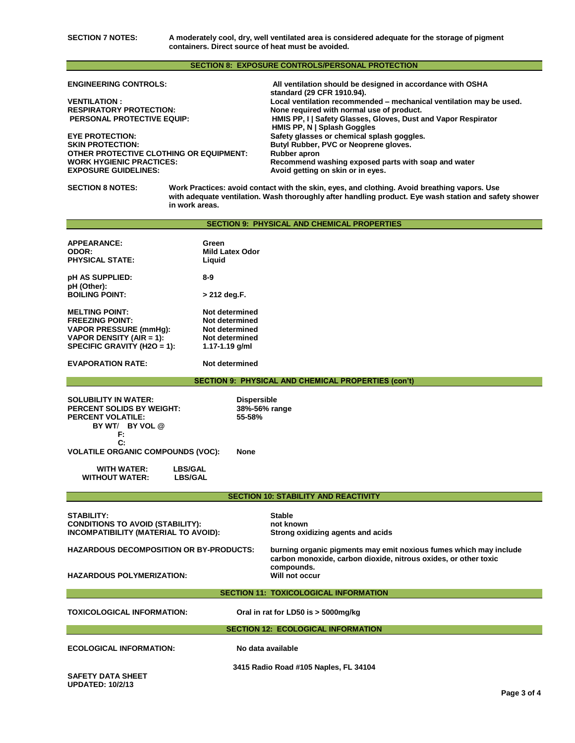**SECTION 7 NOTES:** A moderately cool, dry, well ventilated area is considered adequate for the storage of pigment containers. Direct source of heat must be avoided.

## SECTION 8: EXPOSURE CONTROLS/PERSONAL PROTECTION

| | |
|---|---|
| **ENGINEERING CONTROLS:** | All ventilation should be designed in accordance with OSHA standard (29 CFR 1910.94). |
| **VENTILATION :** | Local ventilation recommended – mechanical ventilation may be used. |
| **RESPIRATORY PROTECTION:** | None required with normal use of product. |
| **PERSONAL PROTECTIVE EQUIP:** | HMIS PP, I \| Safety Glasses, Gloves, Dust and Vapor Respirator<br>HMIS PP, N \| Splash Goggles |
| **EYE PROTECTION:** | Safety glasses or chemical splash goggles. |
| **SKIN PROTECTION:** | Butyl Rubber, PVC or Neoprene gloves. |
| **OTHER PROTECTIVE CLOTHING OR EQUIPMENT:** | Rubber apron |
| **WORK HYGIENIC PRACTICES:** | Recommend washing exposed parts with soap and water |
| **EXPOSURE GUIDELINES:** | Avoid getting on skin or in eyes. |

**SECTION 8 NOTES:** Work Practices: avoid contact with the skin, eyes, and clothing. Avoid breathing vapors. Use with adequate ventilation. Wash thoroughly after handling product. Eye wash station and safety shower in work areas.

## SECTION 9: PHYSICAL AND CHEMICAL PROPERTIES

| | |
|---|---|
| **APPEARANCE:** | Green |
| **ODOR:** | Mild Latex Odor |
| **PHYSICAL STATE:** | Liquid |
| **pH AS SUPPLIED:** | 8-9 |
| **pH (Other):** | |
| **BOILING POINT:** | > 212 deg.F. |
| **MELTING POINT:** | Not determined |
| **FREEZING POINT:** | Not determined |
| **VAPOR PRESSURE (mmHg):** | Not determined |
| **VAPOR DENSITY (AIR = 1):** | Not determined |
| **SPECIFIC GRAVITY (H2O = 1):** | 1.17-1.19 g/ml |
| **EVAPORATION RATE:** | Not determined |

## SECTION 9: PHYSICAL AND CHEMICAL PROPERTIES (con't)

| | |
|---|---|
| **SOLUBILITY IN WATER:** | Dispersible |
| **PERCENT SOLIDS BY WEIGHT:** | 38%-56% range |
| **PERCENT VOLATILE:** | 55-58% |
| **BY WT/ BY VOL @** | |
| **F:** | |
| **C:** | |
| **VOLATILE ORGANIC COMPOUNDS (VOC):** | None |
| **WITH WATER:** | LBS/GAL |
| **WITHOUT WATER:** | LBS/GAL |

## SECTION 10: STABILITY AND REACTIVITY

| | |
|---|---|
| **STABILITY:** | Stable |
| **CONDITIONS TO AVOID (STABILITY):** | not known |
| **INCOMPATIBILITY (MATERIAL TO AVOID):** | Strong oxidizing agents and acids |
| **HAZARDOUS DECOMPOSITION OR BY-PRODUCTS:** | burning organic pigments may emit noxious fumes which may include carbon monoxide, carbon dioxide, nitrous oxides, or other toxic compounds. |
| **HAZARDOUS POLYMERIZATION:** | Will not occur |

## SECTION 11: TOXICOLOGICAL INFORMATION

**TOXICOLOGICAL INFORMATION:** Oral in rat for LD50 is > 5000mg/kg

## SECTION 12: ECOLOGICAL INFORMATION

**ECOLOGICAL INFORMATION:** No data available

3415 Radio Road #105 Naples, FL 34104

**SAFETY DATA SHEET**
**UPDATED: 10/2/13**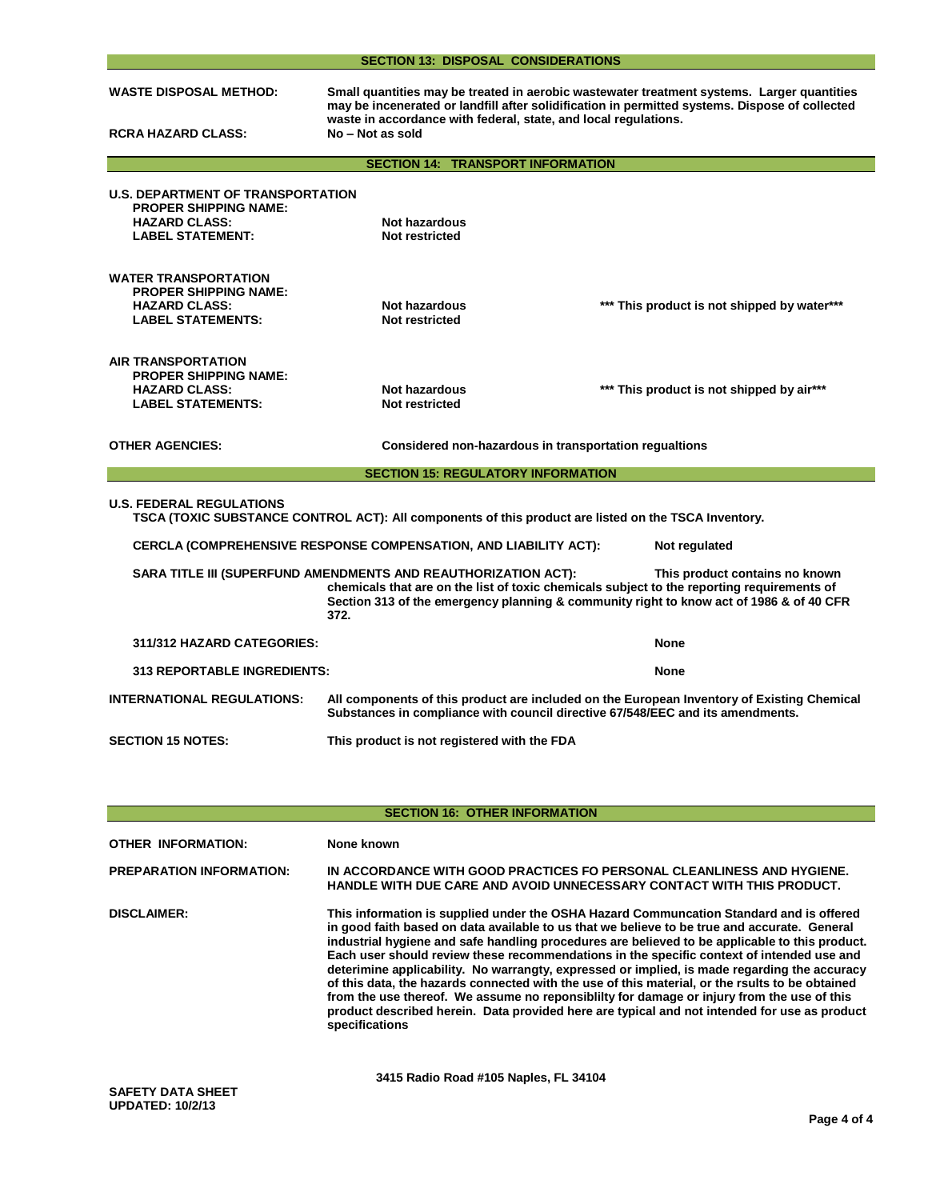## SECTION 13: DISPOSAL CONSIDERATIONS

**WASTE DISPOSAL METHOD:** Small quantities may be treated in aerobic wastewater treatment systems. Larger quantities may be incenerated or landfill after solidification in permitted systems. Dispose of collected waste in accordance with federal, state, and local regulations.

**RCRA HAZARD CLASS:** No – Not as sold

## SECTION 14: TRANSPORT INFORMATION

**U.S. DEPARTMENT OF TRANSPORTATION**

**PROPER SHIPPING NAME:**
**HAZARD CLASS:** Not hazardous
**LABEL STATEMENT:** Not restricted

**WATER TRANSPORTATION**

**PROPER SHIPPING NAME:**
**HAZARD CLASS:** Not hazardous
**LABEL STATEMENTS:** Not restricted

*** This product is not shipped by water***

**AIR TRANSPORTATION**

**PROPER SHIPPING NAME:**
**HAZARD CLASS:** Not hazardous
**LABEL STATEMENTS:** Not restricted

*** This product is not shipped by air***

**OTHER AGENCIES:** Considered non-hazardous in transportation regualtions

## SECTION 15: REGULATORY INFORMATION

**U.S. FEDERAL REGULATIONS**

TSCA (TOXIC SUBSTANCE CONTROL ACT): All components of this product are listed on the TSCA Inventory.

CERCLA (COMPREHENSIVE RESPONSE COMPENSATION, AND LIABILITY ACT): Not regulated

SARA TITLE III (SUPERFUND AMENDMENTS AND REAUTHORIZATION ACT): This product contains no known chemicals that are on the list of toxic chemicals subject to the reporting requirements of Section 313 of the emergency planning & community right to know act of 1986 & of 40 CFR 372.

**311/312 HAZARD CATEGORIES:** None

**313 REPORTABLE INGREDIENTS:** None

**INTERNATIONAL REGULATIONS:** All components of this product are included on the European Inventory of Existing Chemical Substances in compliance with council directive 67/548/EEC and its amendments.

**SECTION 15 NOTES:** This product is not registered with the FDA

## SECTION 16: OTHER INFORMATION

**OTHER INFORMATION:** None known

**PREPARATION INFORMATION:** IN ACCORDANCE WITH GOOD PRACTICES FO PERSONAL CLEANLINESS AND HYGIENE. HANDLE WITH DUE CARE AND AVOID UNNECESSARY CONTACT WITH THIS PRODUCT.

**DISCLAIMER:** This information is supplied under the OSHA Hazard Communcation Standard and is offered in good faith based on data available to us that we believe to be true and accurate. General industrial hygiene and safe handling procedures are believed to be applicable to this product. Each user should review these recommendations in the specific context of intended use and deterimine applicability. No warrangty, expressed or implied, is made regarding the accuracy of this data, the hazards connected with the use of this material, or the rsults to be obtained from the use thereof. We assume no reponsiblilty for damage or injury from the use of this product described herein. Data provided here are typical and not intended for use as product specifications

3415 Radio Road #105 Naples, FL 34104

SAFETY DATA SHEET
UPDATED: 10/2/13